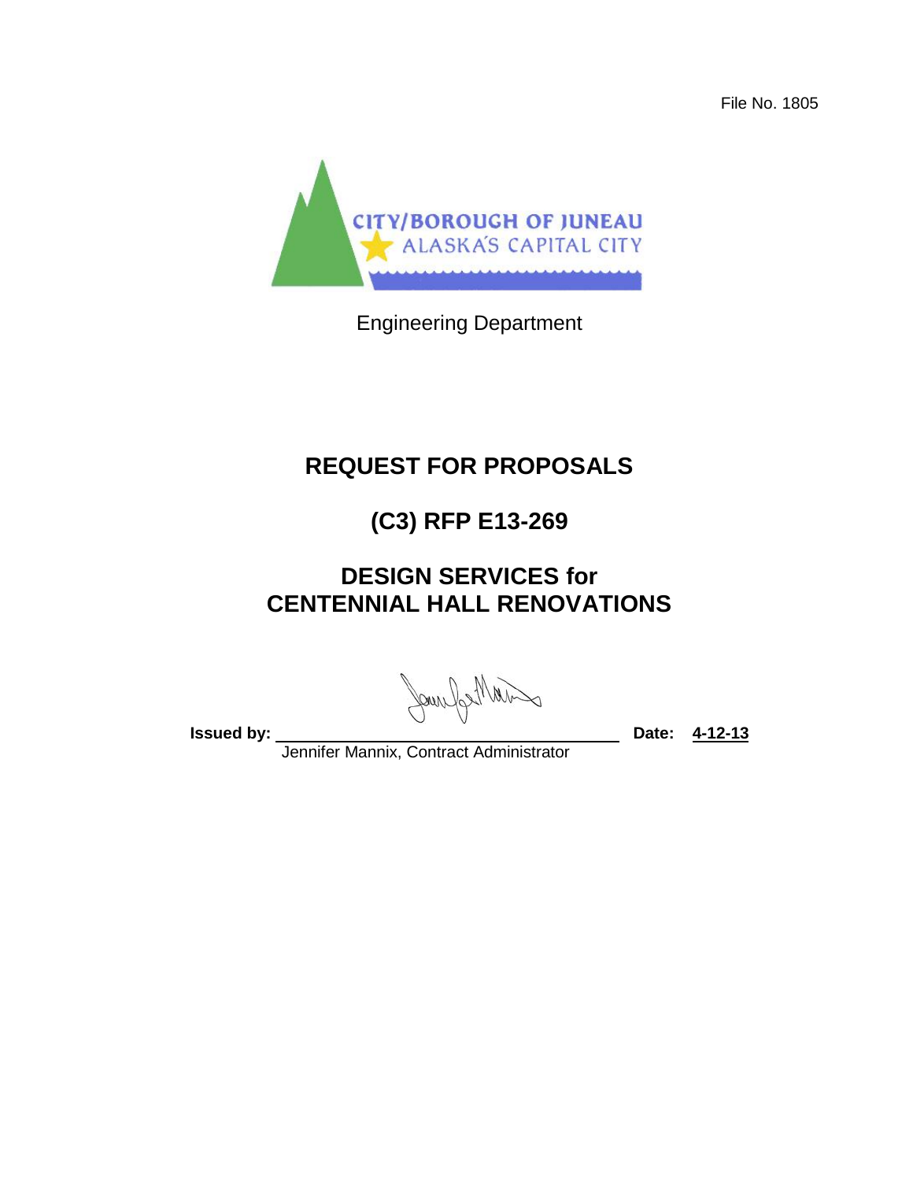File No. 1805

CITY/BOROUGH OF JUNEAU
ALASKA'S CAPITAL CITY

Engineering Department

# REQUEST FOR PROPOSALS

# (C3) RFP E13-269

# DESIGN SERVICES for CENTENNIAL HALL RENOVATIONS

**Issued by:** Jennifer Mannix, Contract Administrator **Date:** **4-12-13**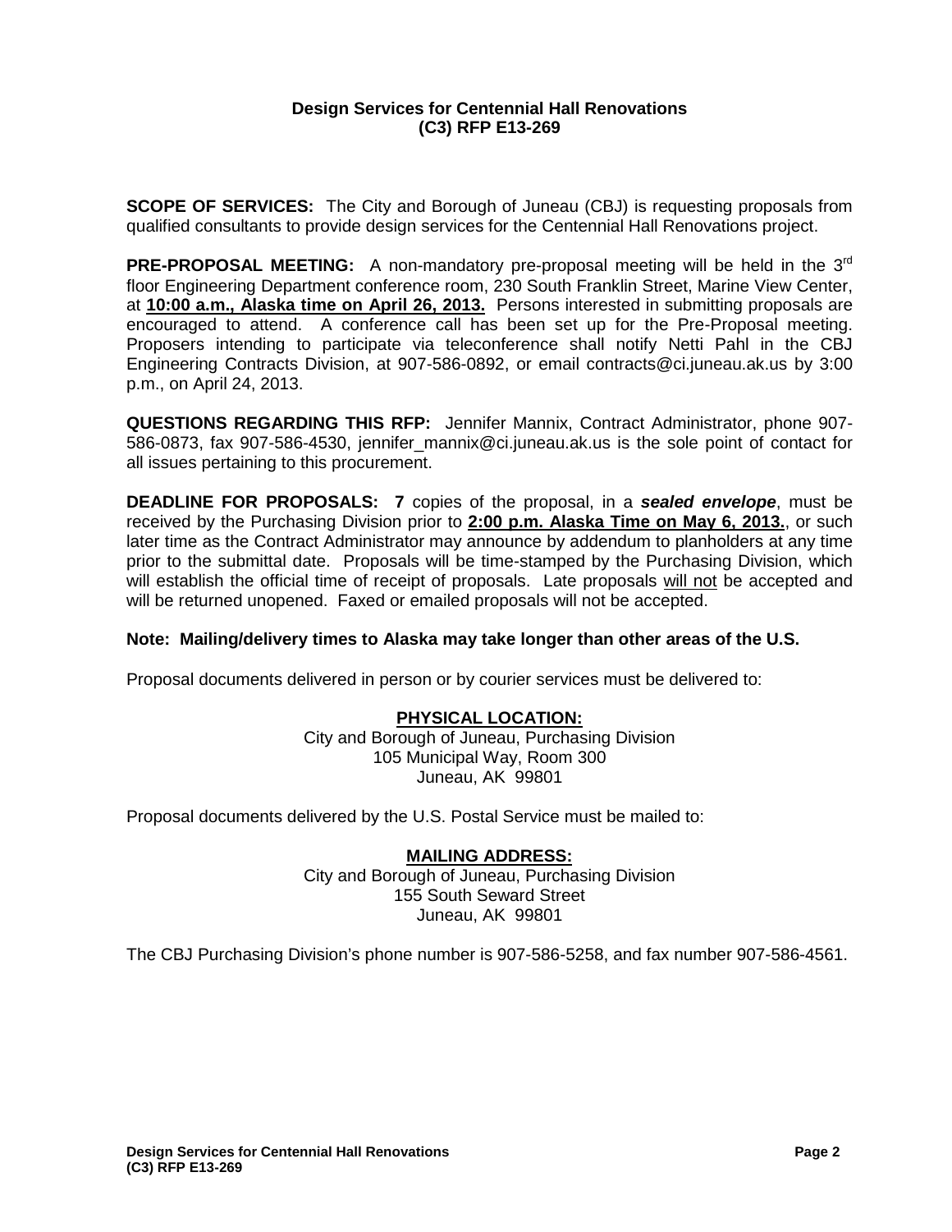**Design Services for Centennial Hall Renovations**
**(C3) RFP E13-269**

**SCOPE OF SERVICES:** The City and Borough of Juneau (CBJ) is requesting proposals from qualified consultants to provide design services for the Centennial Hall Renovations project.

**PRE-PROPOSAL MEETING:** A non-mandatory pre-proposal meeting will be held in the 3rd floor Engineering Department conference room, 230 South Franklin Street, Marine View Center, at **10:00 a.m., Alaska time on April 26, 2013.** Persons interested in submitting proposals are encouraged to attend. A conference call has been set up for the Pre-Proposal meeting. Proposers intending to participate via teleconference shall notify Netti Pahl in the CBJ Engineering Contracts Division, at 907-586-0892, or email contracts@ci.juneau.ak.us by 3:00 p.m., on April 24, 2013.

**QUESTIONS REGARDING THIS RFP:** Jennifer Mannix, Contract Administrator, phone 907-586-0873, fax 907-586-4530, jennifer_mannix@ci.juneau.ak.us is the sole point of contact for all issues pertaining to this procurement.

**DEADLINE FOR PROPOSALS:** **7** copies of the proposal, in a ***sealed envelope***, must be received by the Purchasing Division prior to **2:00 p.m. Alaska Time on May 6, 2013.**, or such later time as the Contract Administrator may announce by addendum to planholders at any time prior to the submittal date. Proposals will be time-stamped by the Purchasing Division, which will establish the official time of receipt of proposals. Late proposals will not be accepted and will be returned unopened. Faxed or emailed proposals will not be accepted.

**Note: Mailing/delivery times to Alaska may take longer than other areas of the U.S.**

Proposal documents delivered in person or by courier services must be delivered to:

**PHYSICAL LOCATION:**
City and Borough of Juneau, Purchasing Division
105 Municipal Way, Room 300
Juneau, AK 99801

Proposal documents delivered by the U.S. Postal Service must be mailed to:

**MAILING ADDRESS:**
City and Borough of Juneau, Purchasing Division
155 South Seward Street
Juneau, AK 99801

The CBJ Purchasing Division's phone number is 907-586-5258, and fax number 907-586-4561.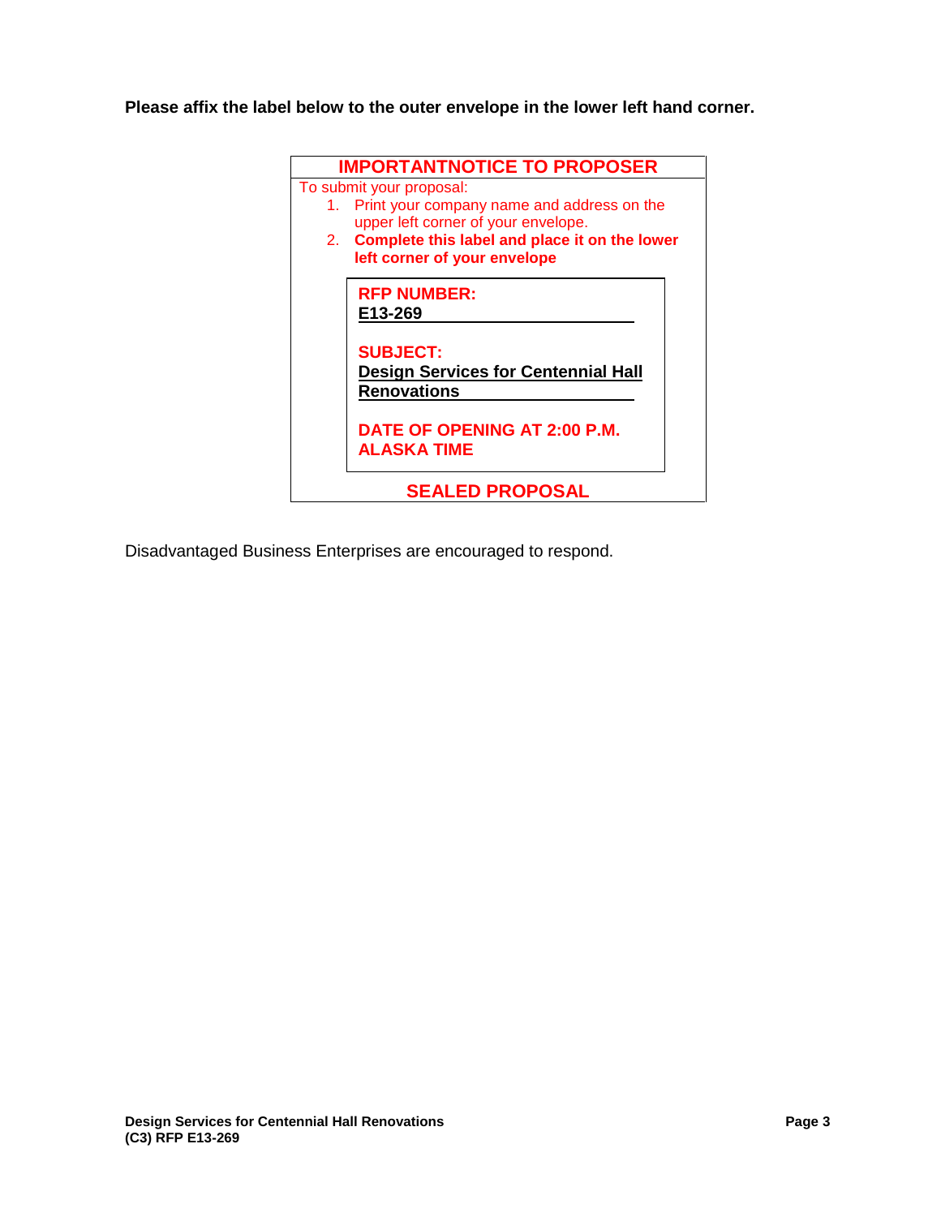**Please affix the label below to the outer envelope in the lower left hand corner.**

**IMPORTANTNOTICE TO PROPOSER**

To submit your proposal:

1. Print your company name and address on the upper left corner of your envelope.
2. **Complete this label and place it on the lower left corner of your envelope**

**RFP NUMBER:**
**E13-269**

**SUBJECT:**
**Design Services for Centennial Hall Renovations**

**DATE OF OPENING AT 2:00 P.M. ALASKA TIME**

**SEALED PROPOSAL**

Disadvantaged Business Enterprises are encouraged to respond.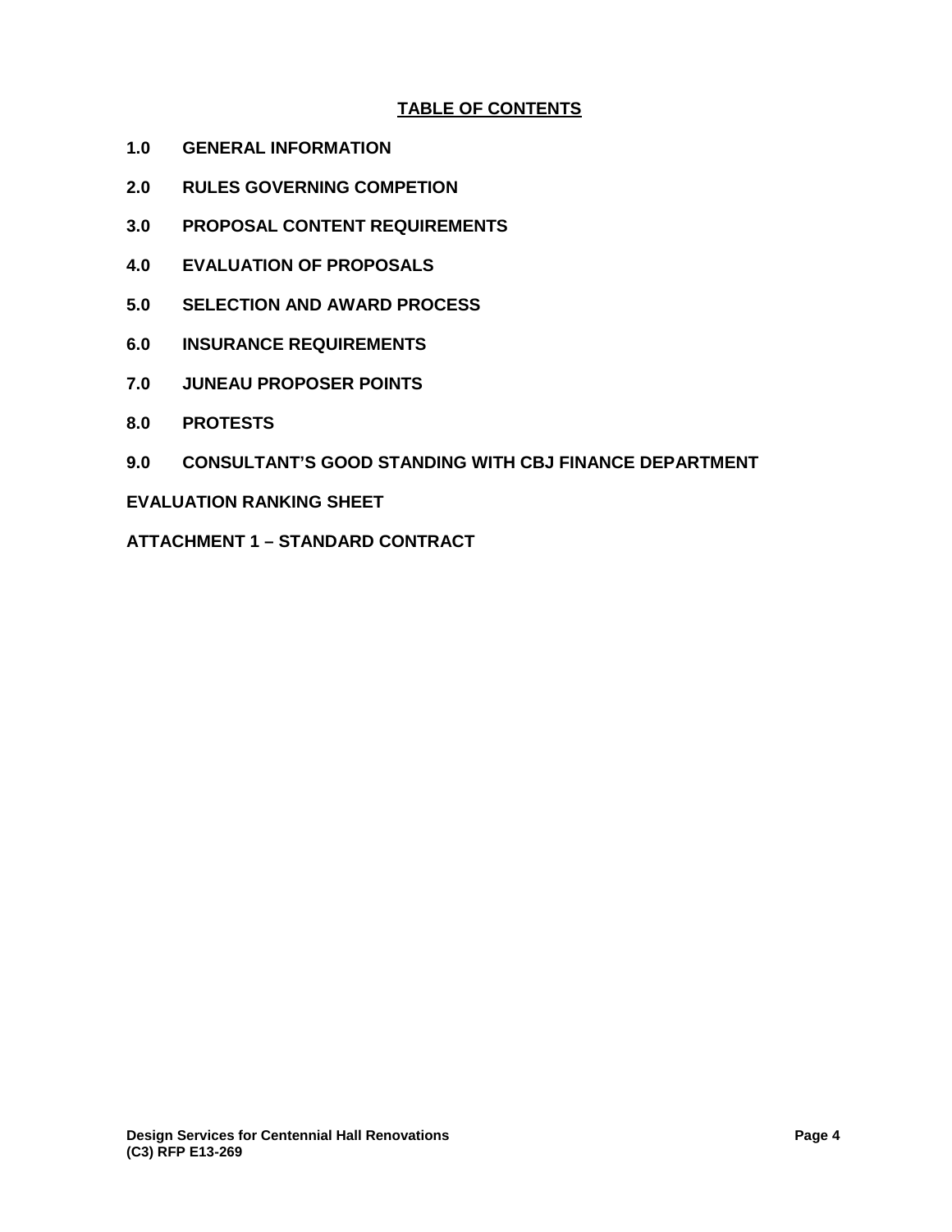## TABLE OF CONTENTS

**1.0 GENERAL INFORMATION**

**2.0 RULES GOVERNING COMPETION**

**3.0 PROPOSAL CONTENT REQUIREMENTS**

**4.0 EVALUATION OF PROPOSALS**

**5.0 SELECTION AND AWARD PROCESS**

**6.0 INSURANCE REQUIREMENTS**

**7.0 JUNEAU PROPOSER POINTS**

**8.0 PROTESTS**

**9.0 CONSULTANT'S GOOD STANDING WITH CBJ FINANCE DEPARTMENT**

**EVALUATION RANKING SHEET**

**ATTACHMENT 1 – STANDARD CONTRACT**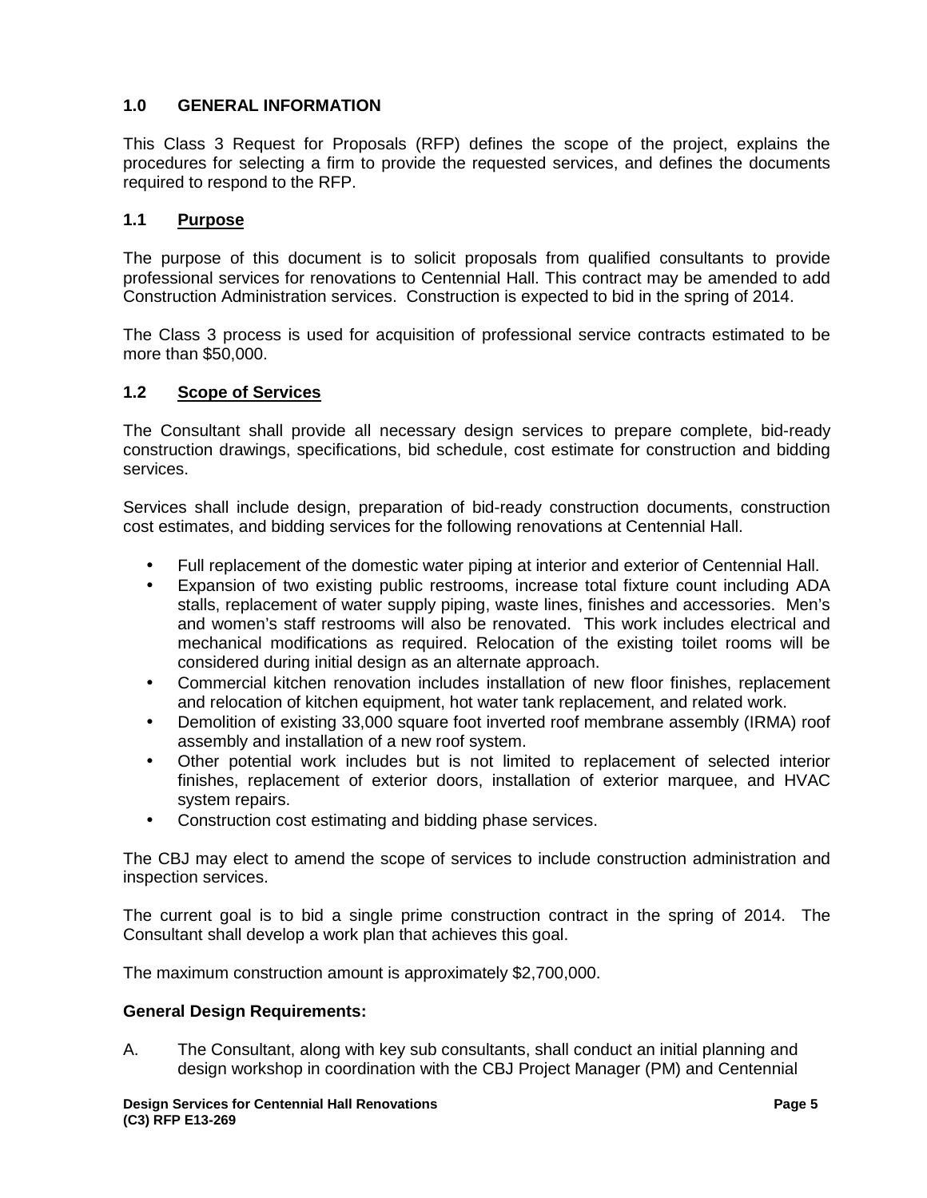## 1.0 GENERAL INFORMATION

This Class 3 Request for Proposals (RFP) defines the scope of the project, explains the procedures for selecting a firm to provide the requested services, and defines the documents required to respond to the RFP.

### 1.1 Purpose

The purpose of this document is to solicit proposals from qualified consultants to provide professional services for renovations to Centennial Hall. This contract may be amended to add Construction Administration services. Construction is expected to bid in the spring of 2014.

The Class 3 process is used for acquisition of professional service contracts estimated to be more than $50,000.

### 1.2 Scope of Services

The Consultant shall provide all necessary design services to prepare complete, bid-ready construction drawings, specifications, bid schedule, cost estimate for construction and bidding services.

Services shall include design, preparation of bid-ready construction documents, construction cost estimates, and bidding services for the following renovations at Centennial Hall.

- Full replacement of the domestic water piping at interior and exterior of Centennial Hall.
- Expansion of two existing public restrooms, increase total fixture count including ADA stalls, replacement of water supply piping, waste lines, finishes and accessories. Men's and women's staff restrooms will also be renovated. This work includes electrical and mechanical modifications as required. Relocation of the existing toilet rooms will be considered during initial design as an alternate approach.
- Commercial kitchen renovation includes installation of new floor finishes, replacement and relocation of kitchen equipment, hot water tank replacement, and related work.
- Demolition of existing 33,000 square foot inverted roof membrane assembly (IRMA) roof assembly and installation of a new roof system.
- Other potential work includes but is not limited to replacement of selected interior finishes, replacement of exterior doors, installation of exterior marquee, and HVAC system repairs.
- Construction cost estimating and bidding phase services.

The CBJ may elect to amend the scope of services to include construction administration and inspection services.

The current goal is to bid a single prime construction contract in the spring of 2014. The Consultant shall develop a work plan that achieves this goal.

The maximum construction amount is approximately $2,700,000.

**General Design Requirements:**

A. The Consultant, along with key sub consultants, shall conduct an initial planning and design workshop in coordination with the CBJ Project Manager (PM) and Centennial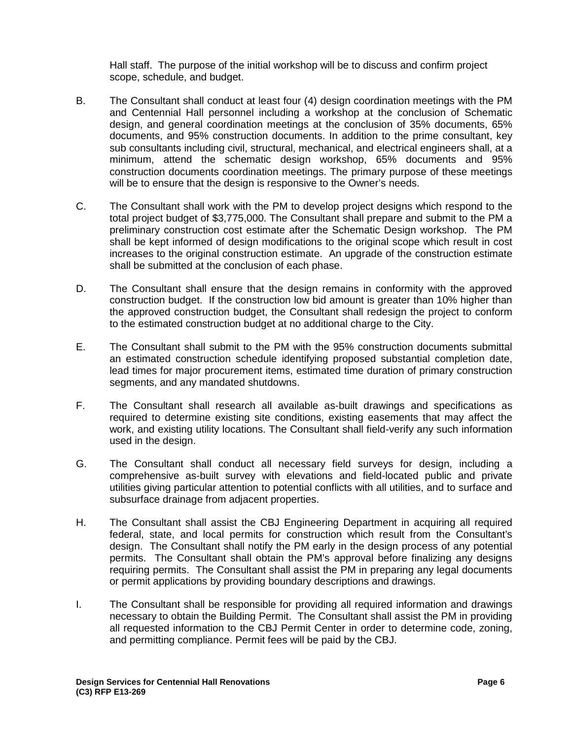Hall staff. The purpose of the initial workshop will be to discuss and confirm project scope, schedule, and budget.

B. The Consultant shall conduct at least four (4) design coordination meetings with the PM and Centennial Hall personnel including a workshop at the conclusion of Schematic design, and general coordination meetings at the conclusion of 35% documents, 65% documents, and 95% construction documents. In addition to the prime consultant, key sub consultants including civil, structural, mechanical, and electrical engineers shall, at a minimum, attend the schematic design workshop, 65% documents and 95% construction documents coordination meetings. The primary purpose of these meetings will be to ensure that the design is responsive to the Owner's needs.

C. The Consultant shall work with the PM to develop project designs which respond to the total project budget of $3,775,000. The Consultant shall prepare and submit to the PM a preliminary construction cost estimate after the Schematic Design workshop. The PM shall be kept informed of design modifications to the original scope which result in cost increases to the original construction estimate. An upgrade of the construction estimate shall be submitted at the conclusion of each phase.

D. The Consultant shall ensure that the design remains in conformity with the approved construction budget. If the construction low bid amount is greater than 10% higher than the approved construction budget, the Consultant shall redesign the project to conform to the estimated construction budget at no additional charge to the City.

E. The Consultant shall submit to the PM with the 95% construction documents submittal an estimated construction schedule identifying proposed substantial completion date, lead times for major procurement items, estimated time duration of primary construction segments, and any mandated shutdowns.

F. The Consultant shall research all available as-built drawings and specifications as required to determine existing site conditions, existing easements that may affect the work, and existing utility locations. The Consultant shall field-verify any such information used in the design.

G. The Consultant shall conduct all necessary field surveys for design, including a comprehensive as-built survey with elevations and field-located public and private utilities giving particular attention to potential conflicts with all utilities, and to surface and subsurface drainage from adjacent properties.

H. The Consultant shall assist the CBJ Engineering Department in acquiring all required federal, state, and local permits for construction which result from the Consultant's design. The Consultant shall notify the PM early in the design process of any potential permits. The Consultant shall obtain the PM's approval before finalizing any designs requiring permits. The Consultant shall assist the PM in preparing any legal documents or permit applications by providing boundary descriptions and drawings.

I. The Consultant shall be responsible for providing all required information and drawings necessary to obtain the Building Permit. The Consultant shall assist the PM in providing all requested information to the CBJ Permit Center in order to determine code, zoning, and permitting compliance. Permit fees will be paid by the CBJ.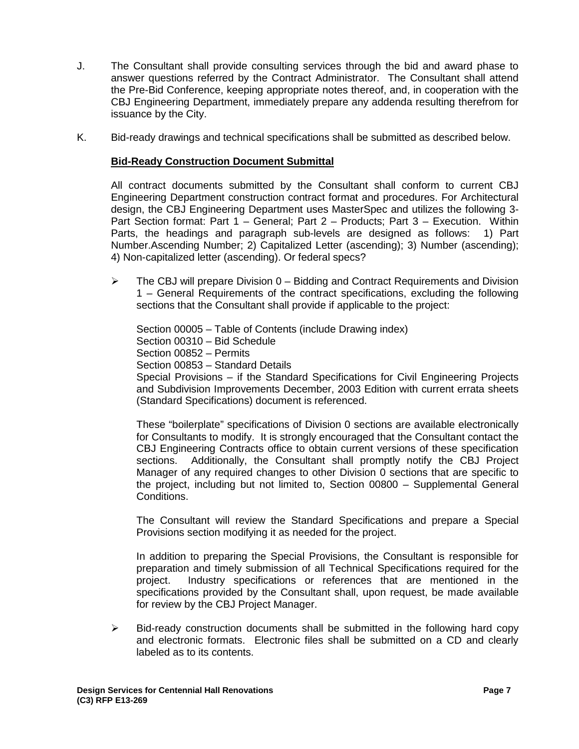J. The Consultant shall provide consulting services through the bid and award phase to answer questions referred by the Contract Administrator. The Consultant shall attend the Pre-Bid Conference, keeping appropriate notes thereof, and, in cooperation with the CBJ Engineering Department, immediately prepare any addenda resulting therefrom for issuance by the City.

K. Bid-ready drawings and technical specifications shall be submitted as described below.

**Bid-Ready Construction Document Submittal**

All contract documents submitted by the Consultant shall conform to current CBJ Engineering Department construction contract format and procedures. For Architectural design, the CBJ Engineering Department uses MasterSpec and utilizes the following 3-Part Section format: Part 1 – General; Part 2 – Products; Part 3 – Execution. Within Parts, the headings and paragraph sub-levels are designed as follows: 1) Part Number.Ascending Number; 2) Capitalized Letter (ascending); 3) Number (ascending); 4) Non-capitalized letter (ascending). Or federal specs?

- The CBJ will prepare Division 0 – Bidding and Contract Requirements and Division 1 – General Requirements of the contract specifications, excluding the following sections that the Consultant shall provide if applicable to the project:

  Section 00005 – Table of Contents (include Drawing index)
  Section 00310 – Bid Schedule
  Section 00852 – Permits
  Section 00853 – Standard Details
  Special Provisions – if the Standard Specifications for Civil Engineering Projects and Subdivision Improvements December, 2003 Edition with current errata sheets (Standard Specifications) document is referenced.

  These "boilerplate" specifications of Division 0 sections are available electronically for Consultants to modify. It is strongly encouraged that the Consultant contact the CBJ Engineering Contracts office to obtain current versions of these specification sections. Additionally, the Consultant shall promptly notify the CBJ Project Manager of any required changes to other Division 0 sections that are specific to the project, including but not limited to, Section 00800 – Supplemental General Conditions.

  The Consultant will review the Standard Specifications and prepare a Special Provisions section modifying it as needed for the project.

  In addition to preparing the Special Provisions, the Consultant is responsible for preparation and timely submission of all Technical Specifications required for the project. Industry specifications or references that are mentioned in the specifications provided by the Consultant shall, upon request, be made available for review by the CBJ Project Manager.

- Bid-ready construction documents shall be submitted in the following hard copy and electronic formats. Electronic files shall be submitted on a CD and clearly labeled as to its contents.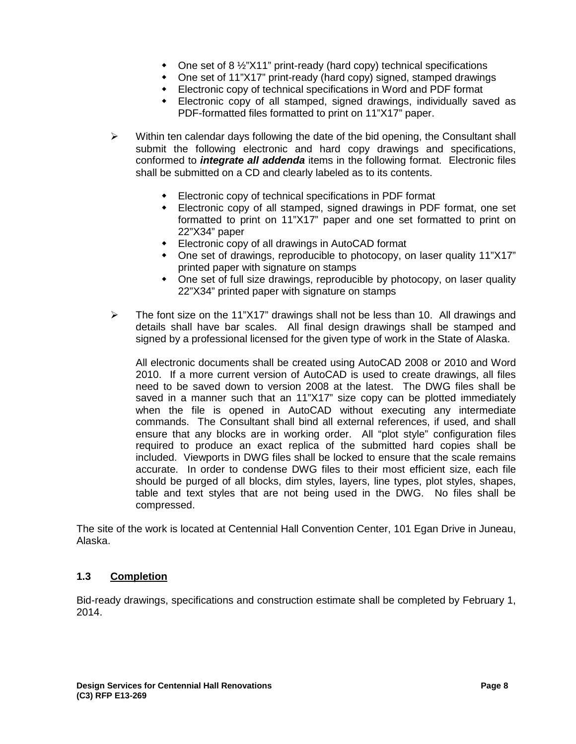- One set of 8 ½"X11" print-ready (hard copy) technical specifications
- One set of 11"X17" print-ready (hard copy) signed, stamped drawings
- Electronic copy of technical specifications in Word and PDF format
- Electronic copy of all stamped, signed drawings, individually saved as PDF-formatted files formatted to print on 11"X17" paper.

- Within ten calendar days following the date of the bid opening, the Consultant shall submit the following electronic and hard copy drawings and specifications, conformed to ***integrate all addenda*** items in the following format. Electronic files shall be submitted on a CD and clearly labeled as to its contents.

  - Electronic copy of technical specifications in PDF format
  - Electronic copy of all stamped, signed drawings in PDF format, one set formatted to print on 11"X17" paper and one set formatted to print on 22"X34" paper
  - Electronic copy of all drawings in AutoCAD format
  - One set of drawings, reproducible to photocopy, on laser quality 11"X17" printed paper with signature on stamps
  - One set of full size drawings, reproducible by photocopy, on laser quality 22"X34" printed paper with signature on stamps

- The font size on the 11"X17" drawings shall not be less than 10. All drawings and details shall have bar scales. All final design drawings shall be stamped and signed by a professional licensed for the given type of work in the State of Alaska.

  All electronic documents shall be created using AutoCAD 2008 or 2010 and Word 2010. If a more current version of AutoCAD is used to create drawings, all files need to be saved down to version 2008 at the latest. The DWG files shall be saved in a manner such that an 11"X17" size copy can be plotted immediately when the file is opened in AutoCAD without executing any intermediate commands. The Consultant shall bind all external references, if used, and shall ensure that any blocks are in working order. All "plot style" configuration files required to produce an exact replica of the submitted hard copies shall be included. Viewports in DWG files shall be locked to ensure that the scale remains accurate. In order to condense DWG files to their most efficient size, each file should be purged of all blocks, dim styles, layers, line types, plot styles, shapes, table and text styles that are not being used in the DWG. No files shall be compressed.

The site of the work is located at Centennial Hall Convention Center, 101 Egan Drive in Juneau, Alaska.

### 1.3 Completion

Bid-ready drawings, specifications and construction estimate shall be completed by February 1, 2014.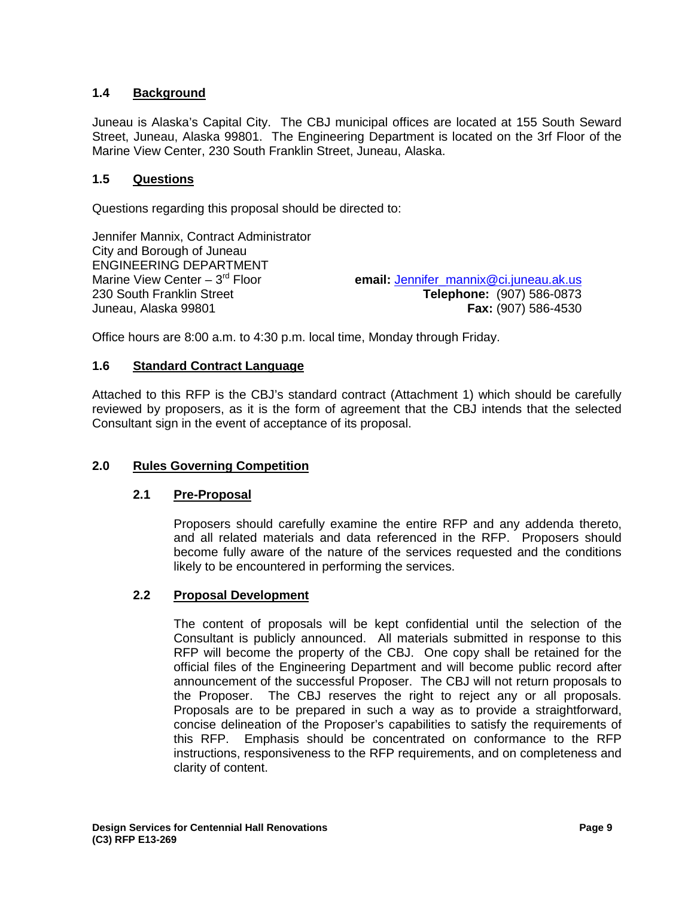## 1.4 Background

Juneau is Alaska's Capital City. The CBJ municipal offices are located at 155 South Seward Street, Juneau, Alaska 99801. The Engineering Department is located on the 3rf Floor of the Marine View Center, 230 South Franklin Street, Juneau, Alaska.

## 1.5 Questions

Questions regarding this proposal should be directed to:

Jennifer Mannix, Contract Administrator
City and Borough of Juneau
ENGINEERING DEPARTMENT
Marine View Center – 3rd Floor
230 South Franklin Street
Juneau, Alaska 99801

**email:** Jennifer_mannix@ci.juneau.ak.us
**Telephone:** (907) 586-0873
**Fax:** (907) 586-4530

Office hours are 8:00 a.m. to 4:30 p.m. local time, Monday through Friday.

## 1.6 Standard Contract Language

Attached to this RFP is the CBJ's standard contract (Attachment 1) which should be carefully reviewed by proposers, as it is the form of agreement that the CBJ intends that the selected Consultant sign in the event of acceptance of its proposal.

# 2.0 Rules Governing Competition

## 2.1 Pre-Proposal

Proposers should carefully examine the entire RFP and any addenda thereto, and all related materials and data referenced in the RFP. Proposers should become fully aware of the nature of the services requested and the conditions likely to be encountered in performing the services.

## 2.2 Proposal Development

The content of proposals will be kept confidential until the selection of the Consultant is publicly announced. All materials submitted in response to this RFP will become the property of the CBJ. One copy shall be retained for the official files of the Engineering Department and will become public record after announcement of the successful Proposer. The CBJ will not return proposals to the Proposer. The CBJ reserves the right to reject any or all proposals. Proposals are to be prepared in such a way as to provide a straightforward, concise delineation of the Proposer's capabilities to satisfy the requirements of this RFP. Emphasis should be concentrated on conformance to the RFP instructions, responsiveness to the RFP requirements, and on completeness and clarity of content.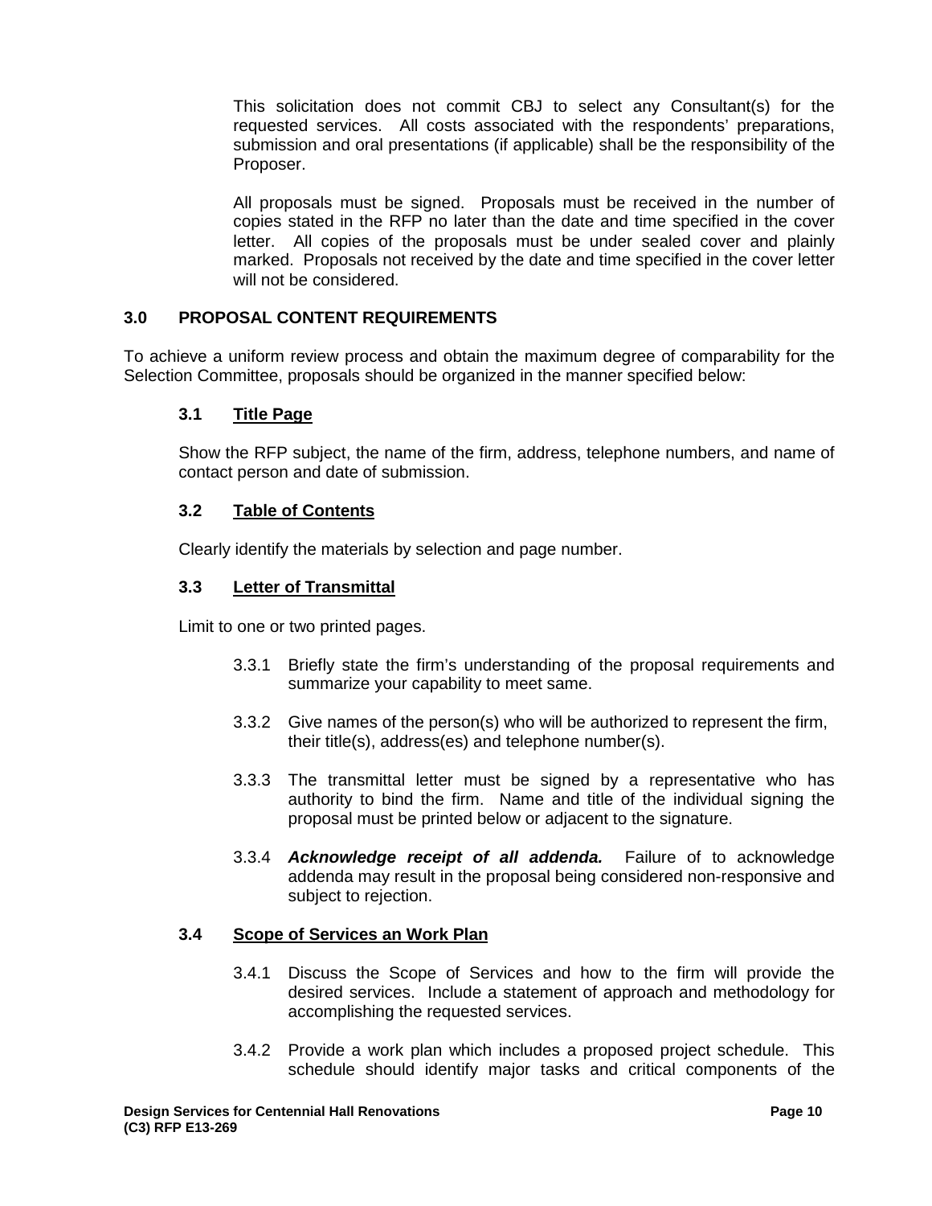This solicitation does not commit CBJ to select any Consultant(s) for the requested services. All costs associated with the respondents' preparations, submission and oral presentations (if applicable) shall be the responsibility of the Proposer.

All proposals must be signed. Proposals must be received in the number of copies stated in the RFP no later than the date and time specified in the cover letter. All copies of the proposals must be under sealed cover and plainly marked. Proposals not received by the date and time specified in the cover letter will not be considered.

## 3.0 PROPOSAL CONTENT REQUIREMENTS

To achieve a uniform review process and obtain the maximum degree of comparability for the Selection Committee, proposals should be organized in the manner specified below:

### 3.1 Title Page

Show the RFP subject, the name of the firm, address, telephone numbers, and name of contact person and date of submission.

### 3.2 Table of Contents

Clearly identify the materials by selection and page number.

### 3.3 Letter of Transmittal

Limit to one or two printed pages.

3.3.1 Briefly state the firm's understanding of the proposal requirements and summarize your capability to meet same.

3.3.2 Give names of the person(s) who will be authorized to represent the firm, their title(s), address(es) and telephone number(s).

3.3.3 The transmittal letter must be signed by a representative who has authority to bind the firm. Name and title of the individual signing the proposal must be printed below or adjacent to the signature.

3.3.4 ***Acknowledge receipt of all addenda.*** Failure of to acknowledge addenda may result in the proposal being considered non-responsive and subject to rejection.

### 3.4 Scope of Services an Work Plan

3.4.1 Discuss the Scope of Services and how to the firm will provide the desired services. Include a statement of approach and methodology for accomplishing the requested services.

3.4.2 Provide a work plan which includes a proposed project schedule. This schedule should identify major tasks and critical components of the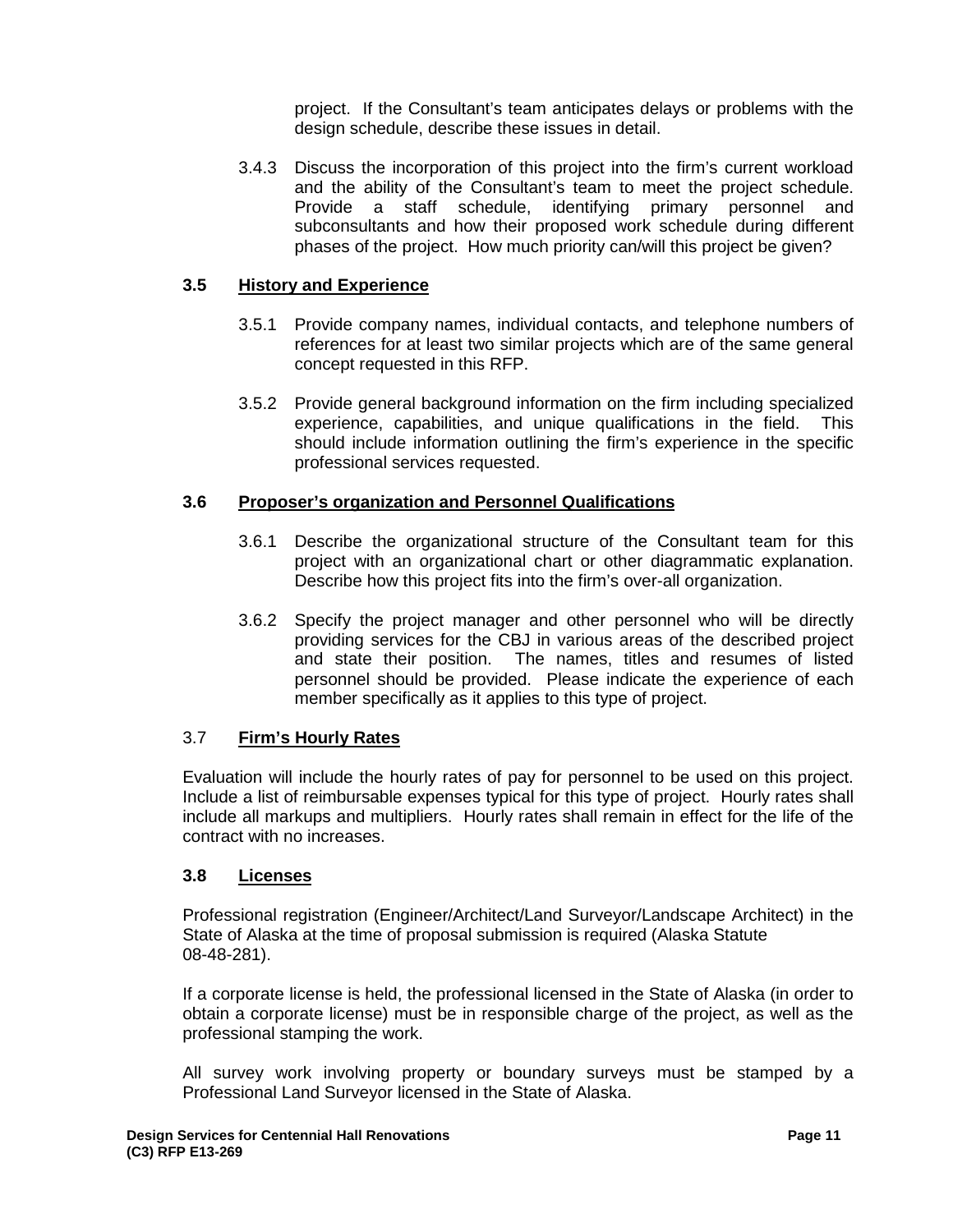project. If the Consultant's team anticipates delays or problems with the design schedule, describe these issues in detail.

3.4.3 Discuss the incorporation of this project into the firm's current workload and the ability of the Consultant's team to meet the project schedule. Provide a staff schedule, identifying primary personnel and subconsultants and how their proposed work schedule during different phases of the project. How much priority can/will this project be given?

### 3.5 History and Experience

3.5.1 Provide company names, individual contacts, and telephone numbers of references for at least two similar projects which are of the same general concept requested in this RFP.

3.5.2 Provide general background information on the firm including specialized experience, capabilities, and unique qualifications in the field. This should include information outlining the firm's experience in the specific professional services requested.

### 3.6 Proposer's organization and Personnel Qualifications

3.6.1 Describe the organizational structure of the Consultant team for this project with an organizational chart or other diagrammatic explanation. Describe how this project fits into the firm's over-all organization.

3.6.2 Specify the project manager and other personnel who will be directly providing services for the CBJ in various areas of the described project and state their position. The names, titles and resumes of listed personnel should be provided. Please indicate the experience of each member specifically as it applies to this type of project.

### 3.7 Firm's Hourly Rates

Evaluation will include the hourly rates of pay for personnel to be used on this project. Include a list of reimbursable expenses typical for this type of project. Hourly rates shall include all markups and multipliers. Hourly rates shall remain in effect for the life of the contract with no increases.

### 3.8 Licenses

Professional registration (Engineer/Architect/Land Surveyor/Landscape Architect) in the State of Alaska at the time of proposal submission is required (Alaska Statute 08-48-281).

If a corporate license is held, the professional licensed in the State of Alaska (in order to obtain a corporate license) must be in responsible charge of the project, as well as the professional stamping the work.

All survey work involving property or boundary surveys must be stamped by a Professional Land Surveyor licensed in the State of Alaska.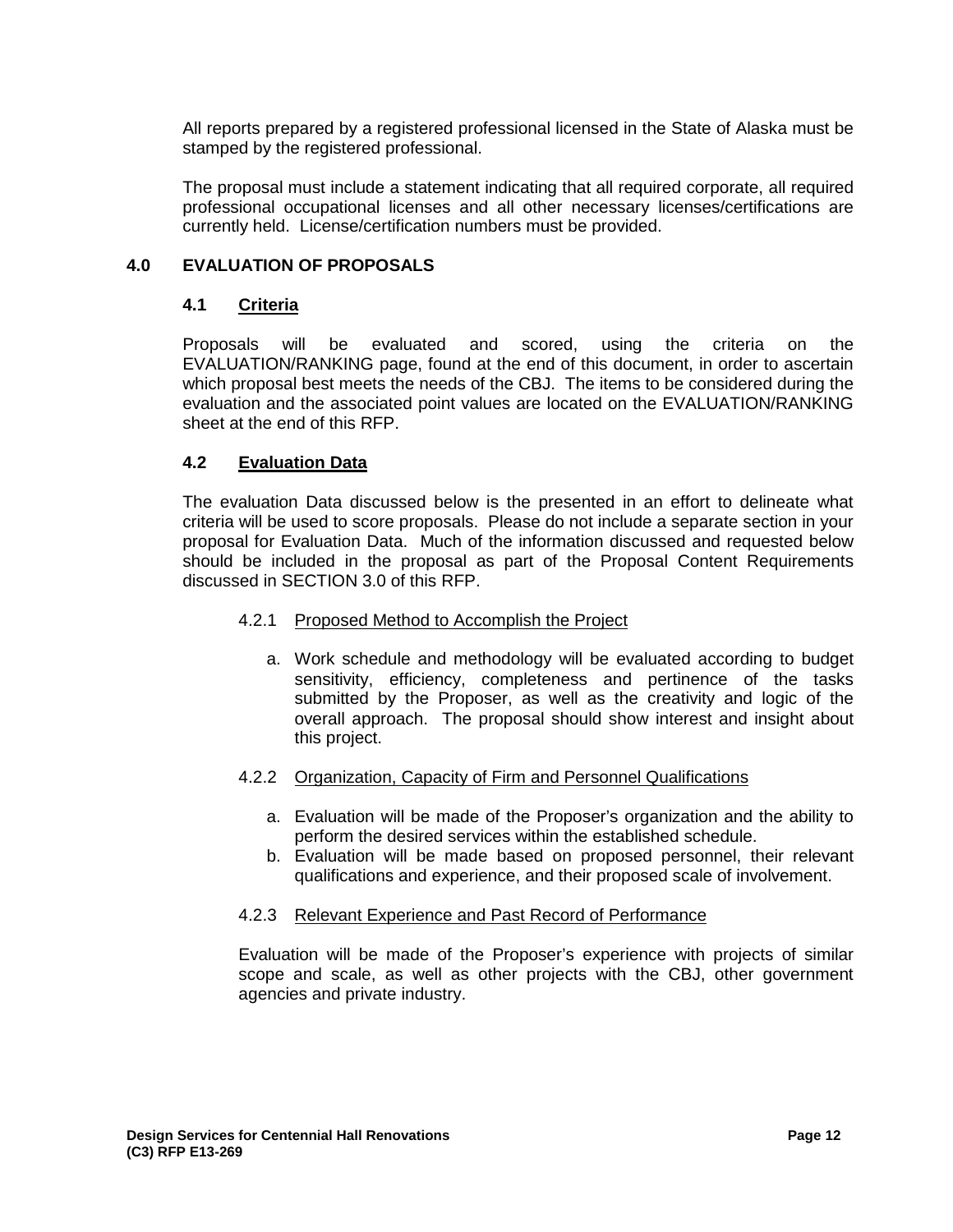All reports prepared by a registered professional licensed in the State of Alaska must be stamped by the registered professional.

The proposal must include a statement indicating that all required corporate, all required professional occupational licenses and all other necessary licenses/certifications are currently held. License/certification numbers must be provided.

## 4.0 EVALUATION OF PROPOSALS

### 4.1 Criteria

Proposals will be evaluated and scored, using the criteria on the EVALUATION/RANKING page, found at the end of this document, in order to ascertain which proposal best meets the needs of the CBJ. The items to be considered during the evaluation and the associated point values are located on the EVALUATION/RANKING sheet at the end of this RFP.

### 4.2 Evaluation Data

The evaluation Data discussed below is the presented in an effort to delineate what criteria will be used to score proposals. Please do not include a separate section in your proposal for Evaluation Data. Much of the information discussed and requested below should be included in the proposal as part of the Proposal Content Requirements discussed in SECTION 3.0 of this RFP.

#### 4.2.1 Proposed Method to Accomplish the Project

a. Work schedule and methodology will be evaluated according to budget sensitivity, efficiency, completeness and pertinence of the tasks submitted by the Proposer, as well as the creativity and logic of the overall approach. The proposal should show interest and insight about this project.

#### 4.2.2 Organization, Capacity of Firm and Personnel Qualifications

a. Evaluation will be made of the Proposer's organization and the ability to perform the desired services within the established schedule.
b. Evaluation will be made based on proposed personnel, their relevant qualifications and experience, and their proposed scale of involvement.

#### 4.2.3 Relevant Experience and Past Record of Performance

Evaluation will be made of the Proposer's experience with projects of similar scope and scale, as well as other projects with the CBJ, other government agencies and private industry.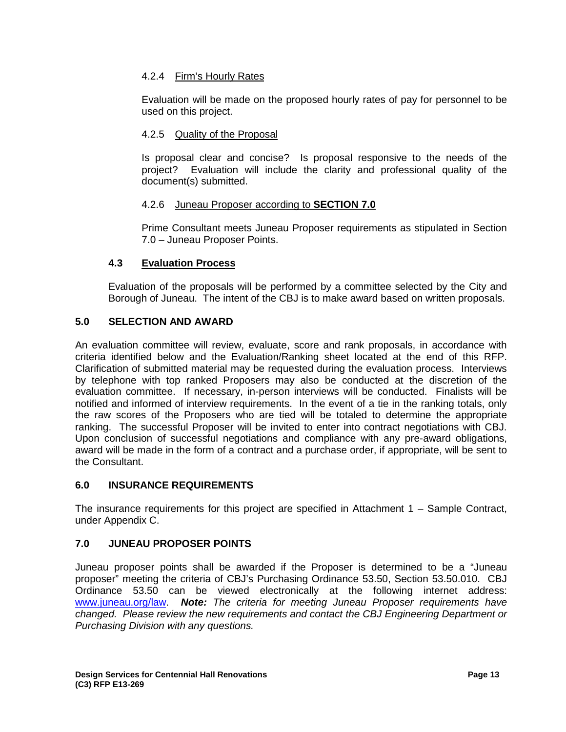#### 4.2.4 Firm's Hourly Rates

Evaluation will be made on the proposed hourly rates of pay for personnel to be used on this project.

#### 4.2.5 Quality of the Proposal

Is proposal clear and concise? Is proposal responsive to the needs of the project? Evaluation will include the clarity and professional quality of the document(s) submitted.

#### 4.2.6 Juneau Proposer according to **SECTION 7.0**

Prime Consultant meets Juneau Proposer requirements as stipulated in Section 7.0 – Juneau Proposer Points.

### 4.3 Evaluation Process

Evaluation of the proposals will be performed by a committee selected by the City and Borough of Juneau. The intent of the CBJ is to make award based on written proposals.

## 5.0 SELECTION AND AWARD

An evaluation committee will review, evaluate, score and rank proposals, in accordance with criteria identified below and the Evaluation/Ranking sheet located at the end of this RFP. Clarification of submitted material may be requested during the evaluation process. Interviews by telephone with top ranked Proposers may also be conducted at the discretion of the evaluation committee. If necessary, in-person interviews will be conducted. Finalists will be notified and informed of interview requirements. In the event of a tie in the ranking totals, only the raw scores of the Proposers who are tied will be totaled to determine the appropriate ranking. The successful Proposer will be invited to enter into contract negotiations with CBJ. Upon conclusion of successful negotiations and compliance with any pre-award obligations, award will be made in the form of a contract and a purchase order, if appropriate, will be sent to the Consultant.

## 6.0 INSURANCE REQUIREMENTS

The insurance requirements for this project are specified in Attachment 1 – Sample Contract, under Appendix C.

## 7.0 JUNEAU PROPOSER POINTS

Juneau proposer points shall be awarded if the Proposer is determined to be a "Juneau proposer" meeting the criteria of CBJ's Purchasing Ordinance 53.50, Section 53.50.010. CBJ Ordinance 53.50 can be viewed electronically at the following internet address: www.juneau.org/law. ***Note:*** *The criteria for meeting Juneau Proposer requirements have changed. Please review the new requirements and contact the CBJ Engineering Department or Purchasing Division with any questions.*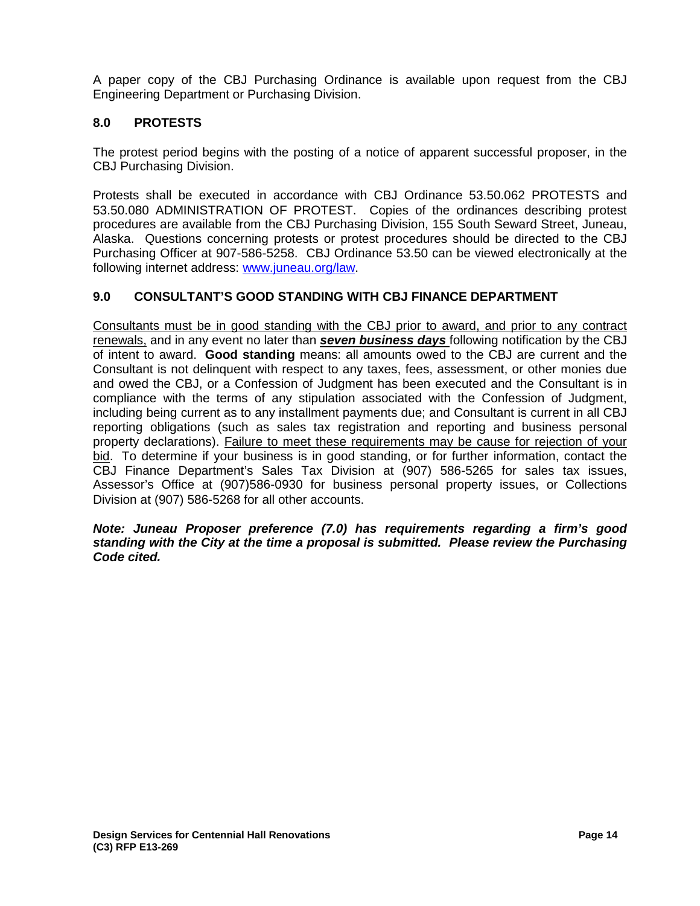A paper copy of the CBJ Purchasing Ordinance is available upon request from the CBJ Engineering Department or Purchasing Division.

## 8.0 PROTESTS

The protest period begins with the posting of a notice of apparent successful proposer, in the CBJ Purchasing Division.

Protests shall be executed in accordance with CBJ Ordinance 53.50.062 PROTESTS and 53.50.080 ADMINISTRATION OF PROTEST. Copies of the ordinances describing protest procedures are available from the CBJ Purchasing Division, 155 South Seward Street, Juneau, Alaska. Questions concerning protests or protest procedures should be directed to the CBJ Purchasing Officer at 907-586-5258. CBJ Ordinance 53.50 can be viewed electronically at the following internet address: [www.juneau.org/law](www.juneau.org/law).

## 9.0 CONSULTANT'S GOOD STANDING WITH CBJ FINANCE DEPARTMENT

<u>Consultants must be in good standing with the CBJ prior to award, and prior to any contract renewals,</u> and in any event no later than <u>***seven business days***</u> following notification by the CBJ of intent to award. **Good standing** means: all amounts owed to the CBJ are current and the Consultant is not delinquent with respect to any taxes, fees, assessment, or other monies due and owed the CBJ, or a Confession of Judgment has been executed and the Consultant is in compliance with the terms of any stipulation associated with the Confession of Judgment, including being current as to any installment payments due; and Consultant is current in all CBJ reporting obligations (such as sales tax registration and reporting and business personal property declarations). <u>Failure to meet these requirements may be cause for rejection of your bid</u>. To determine if your business is in good standing, or for further information, contact the CBJ Finance Department's Sales Tax Division at (907) 586-5265 for sales tax issues, Assessor's Office at (907)586-0930 for business personal property issues, or Collections Division at (907) 586-5268 for all other accounts.

***Note: Juneau Proposer preference (7.0) has requirements regarding a firm's good standing with the City at the time a proposal is submitted. Please review the Purchasing Code cited.***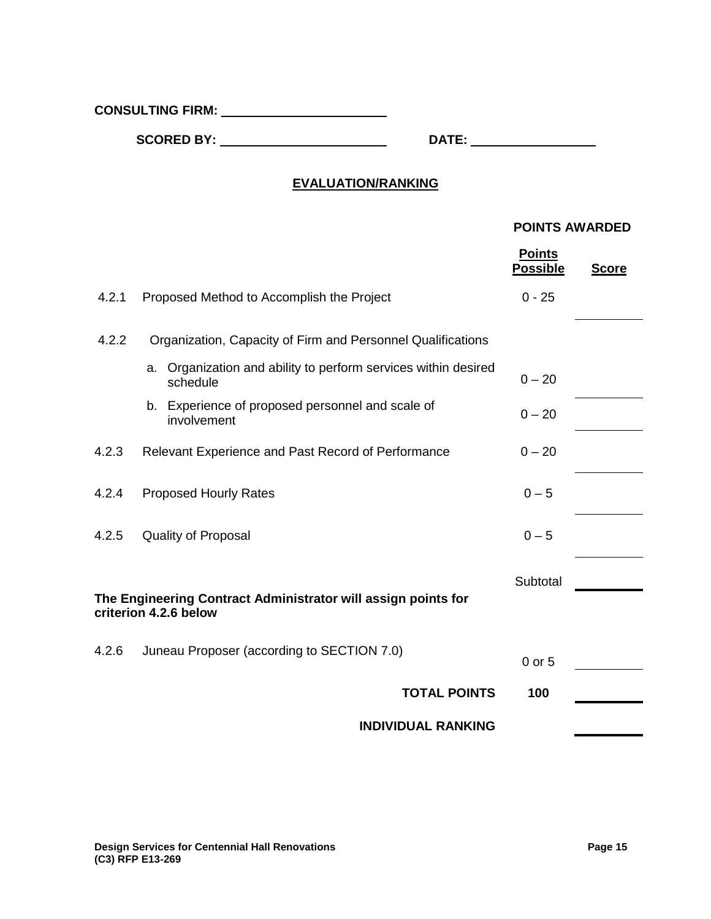**CONSULTING FIRM:** \_\_\_\_\_\_\_\_\_\_\_\_\_\_\_\_\_\_\_\_\_\_\_\_

**SCORED BY:** \_\_\_\_\_\_\_\_\_\_\_\_\_\_\_\_\_\_\_\_\_\_\_\_ **DATE:** \_\_\_\_\_\_\_\_\_\_\_\_\_\_\_\_\_\_

## EVALUATION/RANKING

| | | POINTS AWARDED | |
|---|---|---|---|
| | | **Points Possible** | **Score** |
| 4.2.1 | Proposed Method to Accomplish the Project | 0 - 25 | \_\_\_\_\_\_\_\_ |
| 4.2.2 | Organization, Capacity of Firm and Personnel Qualifications | | |
| | a. Organization and ability to perform services within desired schedule | 0 – 20 | \_\_\_\_\_\_\_\_ |
| | b. Experience of proposed personnel and scale of involvement | 0 – 20 | \_\_\_\_\_\_\_\_ |
| 4.2.3 | Relevant Experience and Past Record of Performance | 0 – 20 | \_\_\_\_\_\_\_\_ |
| 4.2.4 | Proposed Hourly Rates | 0 – 5 | \_\_\_\_\_\_\_\_ |
| 4.2.5 | Quality of Proposal | 0 – 5 | \_\_\_\_\_\_\_\_ |
| | | Subtotal | \_\_\_\_\_\_\_\_ |

**The Engineering Contract Administrator will assign points for criterion 4.2.6 below**

| | | | |
|---|---|---|---|
| 4.2.6 | Juneau Proposer (according to SECTION 7.0) | 0 or 5 | \_\_\_\_\_\_\_\_ |
| | **TOTAL POINTS** | **100** | \_\_\_\_\_\_\_\_ |
| | **INDIVIDUAL RANKING** | | \_\_\_\_\_\_\_\_ |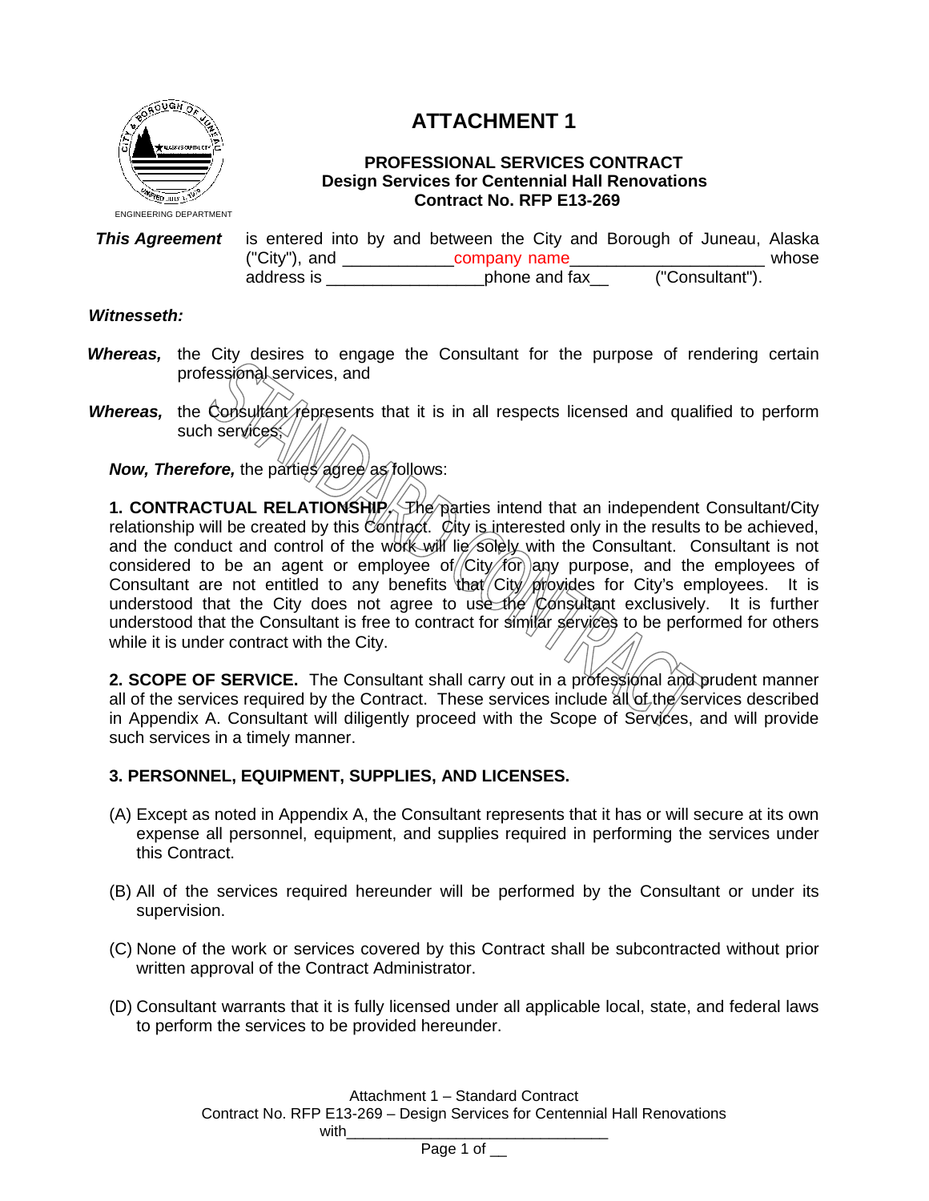ENGINEERING DEPARTMENT

# ATTACHMENT 1

### PROFESSIONAL SERVICES CONTRACT
### Design Services for Centennial Hall Renovations
### Contract No. RFP E13-269

***This Agreement*** is entered into by and between the City and Borough of Juneau, Alaska ("City"), and ____________company name_____________________ whose address is _________________phone and fax__ ("Consultant").

***Witnesseth:***

***Whereas,*** the City desires to engage the Consultant for the purpose of rendering certain professional services, and

***Whereas,*** the Consultant represents that it is in all respects licensed and qualified to perform such services;

***Now, Therefore,*** the parties agree as follows:

**1. CONTRACTUAL RELATIONSHIP.** The parties intend that an independent Consultant/City relationship will be created by this Contract. City is interested only in the results to be achieved, and the conduct and control of the work will lie solely with the Consultant. Consultant is not considered to be an agent or employee of City for any purpose, and the employees of Consultant are not entitled to any benefits that City provides for City's employees. It is understood that the City does not agree to use the Consultant exclusively. It is further understood that the Consultant is free to contract for similar services to be performed for others while it is under contract with the City.

**2. SCOPE OF SERVICE.** The Consultant shall carry out in a professional and prudent manner all of the services required by the Contract. These services include all of the services described in Appendix A. Consultant will diligently proceed with the Scope of Services, and will provide such services in a timely manner.

**3. PERSONNEL, EQUIPMENT, SUPPLIES, AND LICENSES.**

(A) Except as noted in Appendix A, the Consultant represents that it has or will secure at its own expense all personnel, equipment, and supplies required in performing the services under this Contract.

(B) All of the services required hereunder will be performed by the Consultant or under its supervision.

(C) None of the work or services covered by this Contract shall be subcontracted without prior written approval of the Contract Administrator.

(D) Consultant warrants that it is fully licensed under all applicable local, state, and federal laws to perform the services to be provided hereunder.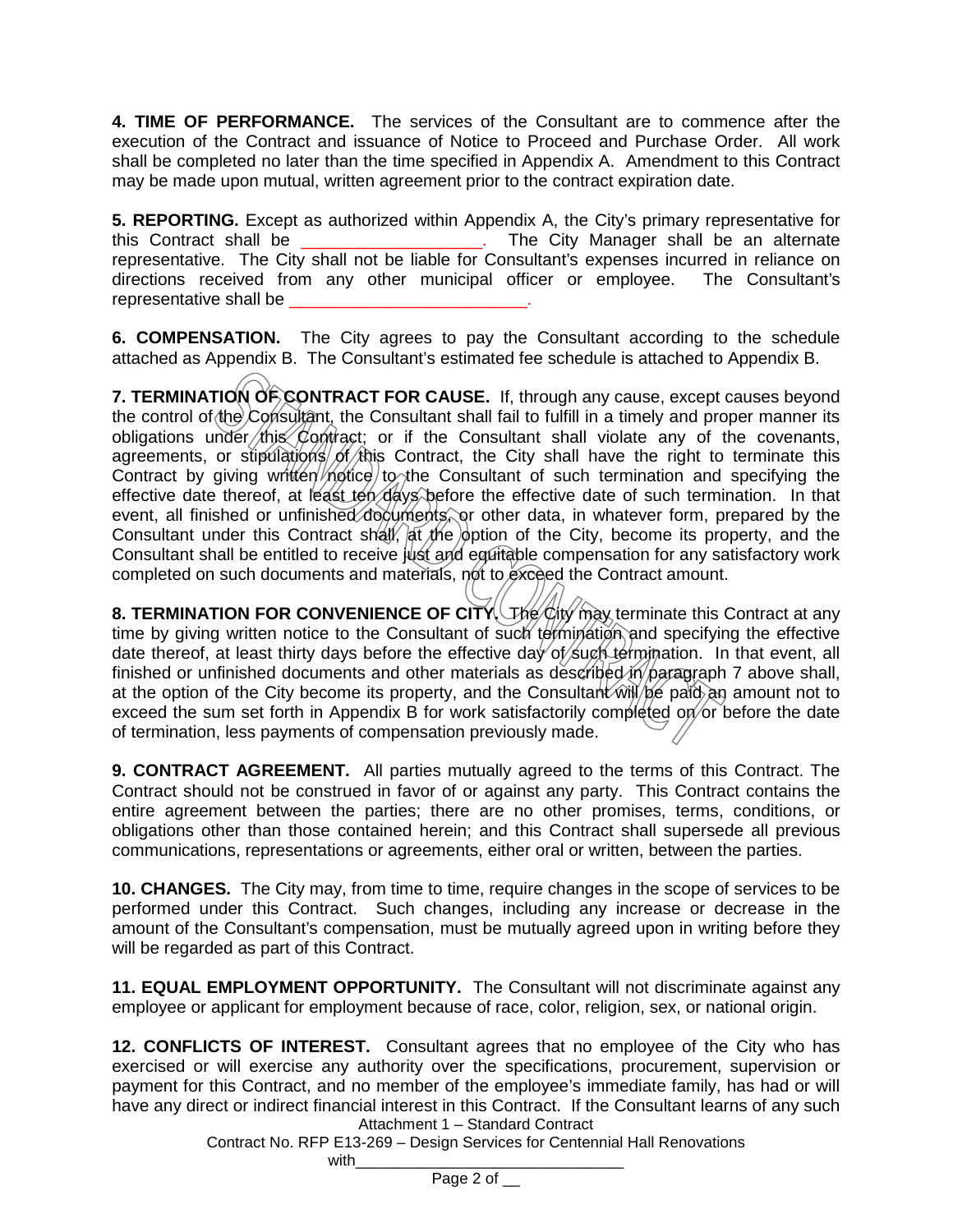**4. TIME OF PERFORMANCE.** The services of the Consultant are to commence after the execution of the Contract and issuance of Notice to Proceed and Purchase Order. All work shall be completed no later than the time specified in Appendix A. Amendment to this Contract may be made upon mutual, written agreement prior to the contract expiration date.

**5. REPORTING.** Except as authorized within Appendix A, the City's primary representative for this Contract shall be ___________________. The City Manager shall be an alternate representative. The City shall not be liable for Consultant's expenses incurred in reliance on directions received from any other municipal officer or employee. The Consultant's representative shall be _________________________.

**6. COMPENSATION.** The City agrees to pay the Consultant according to the schedule attached as Appendix B. The Consultant's estimated fee schedule is attached to Appendix B.

**7. TERMINATION OF CONTRACT FOR CAUSE.** If, through any cause, except causes beyond the control of the Consultant, the Consultant shall fail to fulfill in a timely and proper manner its obligations under this Contract; or if the Consultant shall violate any of the covenants, agreements, or stipulations of this Contract, the City shall have the right to terminate this Contract by giving written notice to the Consultant of such termination and specifying the effective date thereof, at least ten days before the effective date of such termination. In that event, all finished or unfinished documents, or other data, in whatever form, prepared by the Consultant under this Contract shall, at the option of the City, become its property, and the Consultant shall be entitled to receive just and equitable compensation for any satisfactory work completed on such documents and materials, not to exceed the Contract amount.

**8. TERMINATION FOR CONVENIENCE OF CITY.** The City may terminate this Contract at any time by giving written notice to the Consultant of such termination and specifying the effective date thereof, at least thirty days before the effective day of such termination. In that event, all finished or unfinished documents and other materials as described in paragraph 7 above shall, at the option of the City become its property, and the Consultant will be paid an amount not to exceed the sum set forth in Appendix B for work satisfactorily completed on or before the date of termination, less payments of compensation previously made.

**9. CONTRACT AGREEMENT.** All parties mutually agreed to the terms of this Contract. The Contract should not be construed in favor of or against any party. This Contract contains the entire agreement between the parties; there are no other promises, terms, conditions, or obligations other than those contained herein; and this Contract shall supersede all previous communications, representations or agreements, either oral or written, between the parties.

**10. CHANGES.** The City may, from time to time, require changes in the scope of services to be performed under this Contract. Such changes, including any increase or decrease in the amount of the Consultant's compensation, must be mutually agreed upon in writing before they will be regarded as part of this Contract.

**11. EQUAL EMPLOYMENT OPPORTUNITY.** The Consultant will not discriminate against any employee or applicant for employment because of race, color, religion, sex, or national origin.

**12. CONFLICTS OF INTEREST.** Consultant agrees that no employee of the City who has exercised or will exercise any authority over the specifications, procurement, supervision or payment for this Contract, and no member of the employee's immediate family, has had or will have any direct or indirect financial interest in this Contract. If the Consultant learns of any such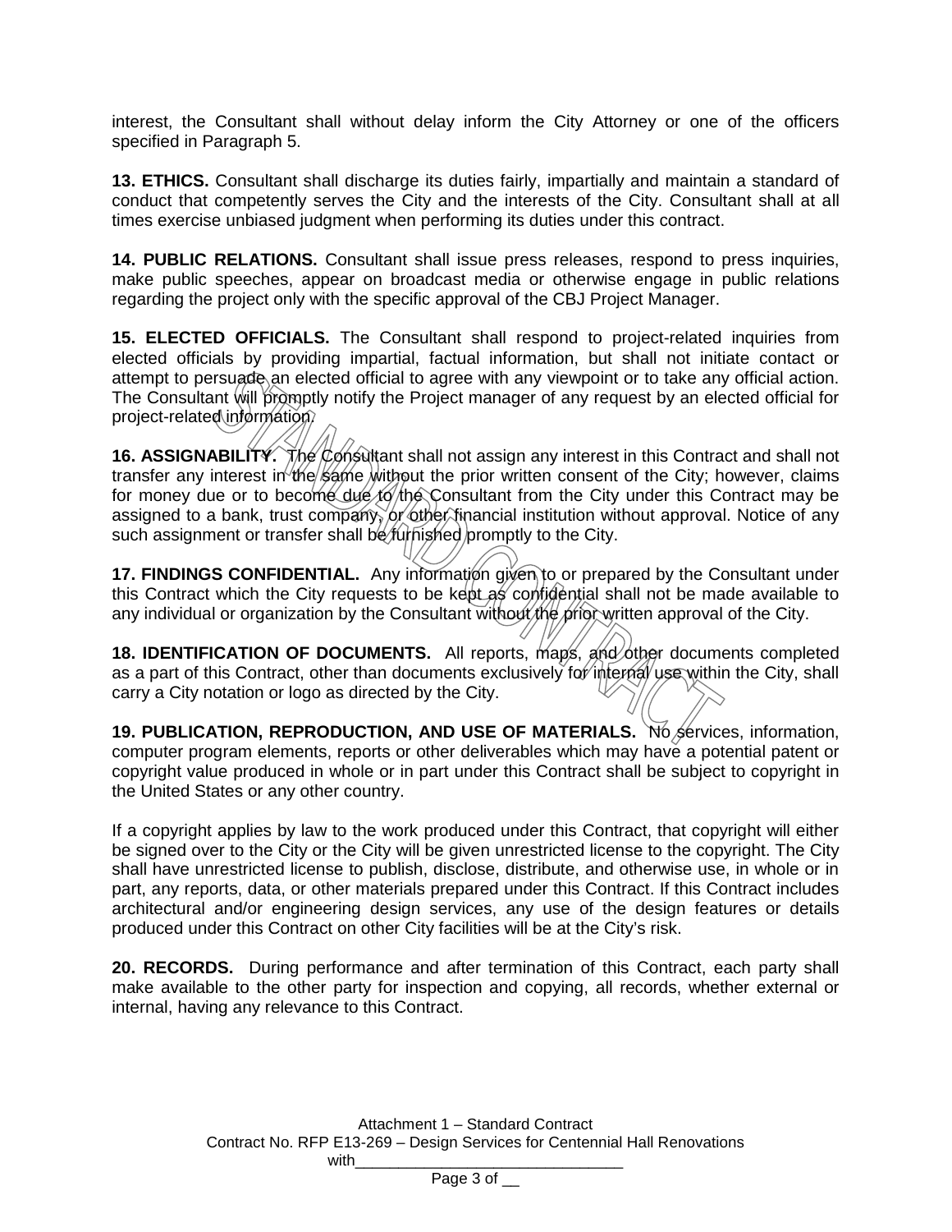interest, the Consultant shall without delay inform the City Attorney or one of the officers specified in Paragraph 5.

**13. ETHICS.** Consultant shall discharge its duties fairly, impartially and maintain a standard of conduct that competently serves the City and the interests of the City. Consultant shall at all times exercise unbiased judgment when performing its duties under this contract.

**14. PUBLIC RELATIONS.** Consultant shall issue press releases, respond to press inquiries, make public speeches, appear on broadcast media or otherwise engage in public relations regarding the project only with the specific approval of the CBJ Project Manager.

**15. ELECTED OFFICIALS.** The Consultant shall respond to project-related inquiries from elected officials by providing impartial, factual information, but shall not initiate contact or attempt to persuade an elected official to agree with any viewpoint or to take any official action. The Consultant will promptly notify the Project manager of any request by an elected official for project-related information.

**16. ASSIGNABILITY.** The Consultant shall not assign any interest in this Contract and shall not transfer any interest in the same without the prior written consent of the City; however, claims for money due or to become due to the Consultant from the City under this Contract may be assigned to a bank, trust company, or other financial institution without approval. Notice of any such assignment or transfer shall be furnished promptly to the City.

**17. FINDINGS CONFIDENTIAL.** Any information given to or prepared by the Consultant under this Contract which the City requests to be kept as confidential shall not be made available to any individual or organization by the Consultant without the prior written approval of the City.

**18. IDENTIFICATION OF DOCUMENTS.** All reports, maps, and other documents completed as a part of this Contract, other than documents exclusively for internal use within the City, shall carry a City notation or logo as directed by the City.

**19. PUBLICATION, REPRODUCTION, AND USE OF MATERIALS.** No services, information, computer program elements, reports or other deliverables which may have a potential patent or copyright value produced in whole or in part under this Contract shall be subject to copyright in the United States or any other country.

If a copyright applies by law to the work produced under this Contract, that copyright will either be signed over to the City or the City will be given unrestricted license to the copyright. The City shall have unrestricted license to publish, disclose, distribute, and otherwise use, in whole or in part, any reports, data, or other materials prepared under this Contract. If this Contract includes architectural and/or engineering design services, any use of the design features or details produced under this Contract on other City facilities will be at the City's risk.

**20. RECORDS.** During performance and after termination of this Contract, each party shall make available to the other party for inspection and copying, all records, whether external or internal, having any relevance to this Contract.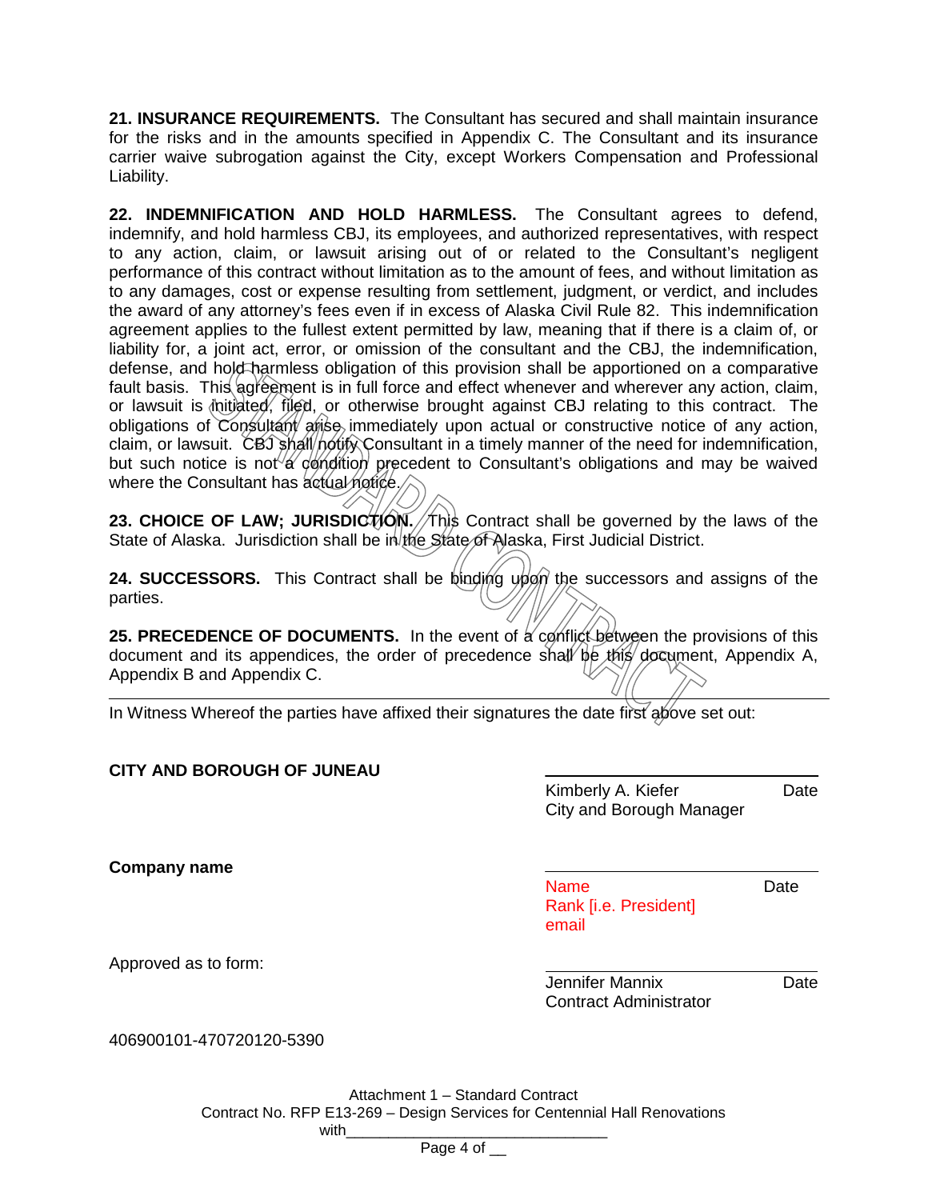**21. INSURANCE REQUIREMENTS.** The Consultant has secured and shall maintain insurance for the risks and in the amounts specified in Appendix C. The Consultant and its insurance carrier waive subrogation against the City, except Workers Compensation and Professional Liability.

**22. INDEMNIFICATION AND HOLD HARMLESS.** The Consultant agrees to defend, indemnify, and hold harmless CBJ, its employees, and authorized representatives, with respect to any action, claim, or lawsuit arising out of or related to the Consultant's negligent performance of this contract without limitation as to the amount of fees, and without limitation as to any damages, cost or expense resulting from settlement, judgment, or verdict, and includes the award of any attorney's fees even if in excess of Alaska Civil Rule 82. This indemnification agreement applies to the fullest extent permitted by law, meaning that if there is a claim of, or liability for, a joint act, error, or omission of the consultant and the CBJ, the indemnification, defense, and hold harmless obligation of this provision shall be apportioned on a comparative fault basis. This agreement is in full force and effect whenever and wherever any action, claim, or lawsuit is initiated, filed, or otherwise brought against CBJ relating to this contract. The obligations of Consultant arise immediately upon actual or constructive notice of any action, claim, or lawsuit. CBJ shall notify Consultant in a timely manner of the need for indemnification, but such notice is not a condition precedent to Consultant's obligations and may be waived where the Consultant has actual notice.

**23. CHOICE OF LAW; JURISDICTION.** This Contract shall be governed by the laws of the State of Alaska. Jurisdiction shall be in the State of Alaska, First Judicial District.

**24. SUCCESSORS.** This Contract shall be binding upon the successors and assigns of the parties.

**25. PRECEDENCE OF DOCUMENTS.** In the event of a conflict between the provisions of this document and its appendices, the order of precedence shall be this document, Appendix A, Appendix B and Appendix C.

---

In Witness Whereof the parties have affixed their signatures the date first above set out:

**CITY AND BOROUGH OF JUNEAU**

\_\_\_\_\_\_\_\_\_\_\_\_\_\_\_\_\_\_\_\_\_\_\_\_\_\_\_\_\_\_
Kimberly A. Kiefer Date
City and Borough Manager

**Company name**

\_\_\_\_\_\_\_\_\_\_\_\_\_\_\_\_\_\_\_\_\_\_\_\_\_\_\_\_\_\_
Name Date
Rank [i.e. President]
email

Approved as to form:

\_\_\_\_\_\_\_\_\_\_\_\_\_\_\_\_\_\_\_\_\_\_\_\_\_\_\_\_\_\_
Jennifer Mannix Date
Contract Administrator

406900101-470720120-5390

Attachment 1 – Standard Contract
Contract No. RFP E13-269 – Design Services for Centennial Hall Renovations
with\_\_\_\_\_\_\_\_\_\_\_\_\_\_\_\_\_\_\_\_\_\_\_\_\_\_\_\_\_\_\_\_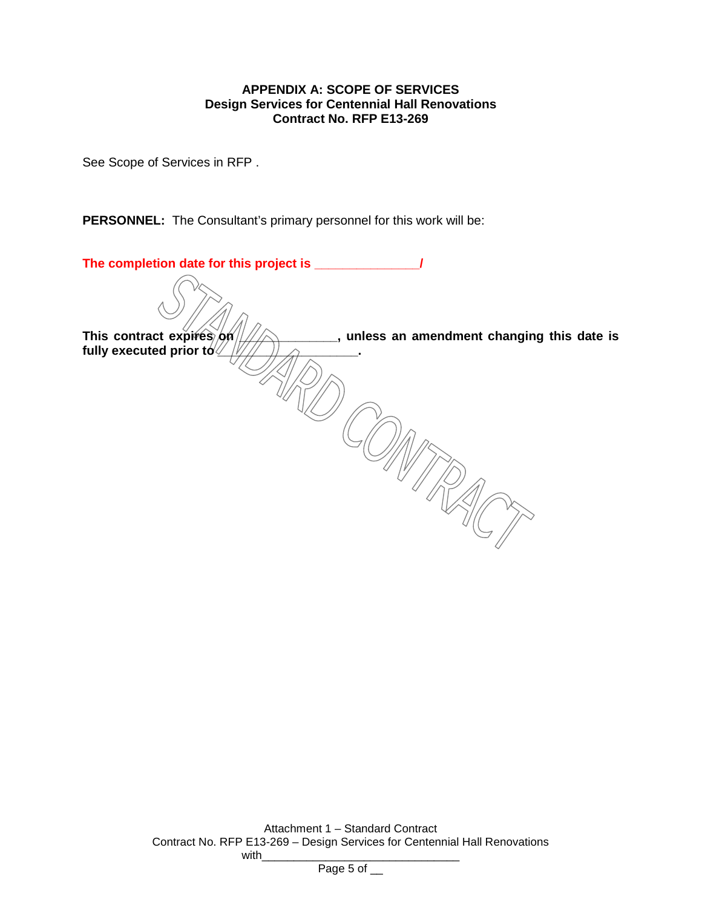**APPENDIX A: SCOPE OF SERVICES**
**Design Services for Centennial Hall Renovations**
**Contract No. RFP E13-269**

See Scope of Services in RFP .

**PERSONNEL:** The Consultant's primary personnel for this work will be:

**The completion date for this project is ______________/**

**This contract expires on _____________, unless an amendment changing this date is fully executed prior to _________________.**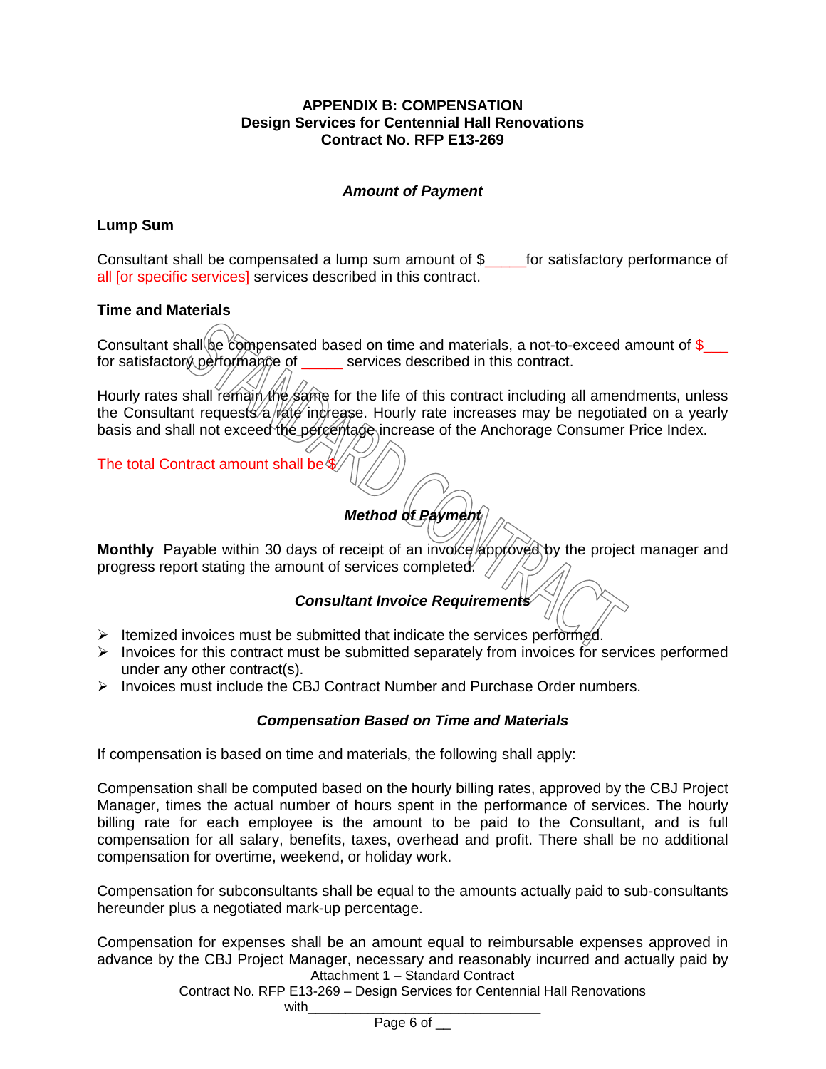**APPENDIX B: COMPENSATION**
**Design Services for Centennial Hall Renovations**
**Contract No. RFP E13-269**

***Amount of Payment***

**Lump Sum**

Consultant shall be compensated a lump sum amount of $_____for satisfactory performance of all [or specific services] services described in this contract.

**Time and Materials**

Consultant shall be compensated based on time and materials, a not-to-exceed amount of $___ for satisfactory performance of _____ services described in this contract.

Hourly rates shall remain the same for the life of this contract including all amendments, unless the Consultant requests a rate increase. Hourly rate increases may be negotiated on a yearly basis and shall not exceed the percentage increase of the Anchorage Consumer Price Index.

The total Contract amount shall be $

***Method of Payment***

**Monthly** Payable within 30 days of receipt of an invoice approved by the project manager and progress report stating the amount of services completed.

***Consultant Invoice Requirements***

- Itemized invoices must be submitted that indicate the services performed.
- Invoices for this contract must be submitted separately from invoices for services performed under any other contract(s).
- Invoices must include the CBJ Contract Number and Purchase Order numbers.

***Compensation Based on Time and Materials***

If compensation is based on time and materials, the following shall apply:

Compensation shall be computed based on the hourly billing rates, approved by the CBJ Project Manager, times the actual number of hours spent in the performance of services. The hourly billing rate for each employee is the amount to be paid to the Consultant, and is full compensation for all salary, benefits, taxes, overhead and profit. There shall be no additional compensation for overtime, weekend, or holiday work.

Compensation for subconsultants shall be equal to the amounts actually paid to sub-consultants hereunder plus a negotiated mark-up percentage.

Compensation for expenses shall be an amount equal to reimbursable expenses approved in advance by the CBJ Project Manager, necessary and reasonably incurred and actually paid by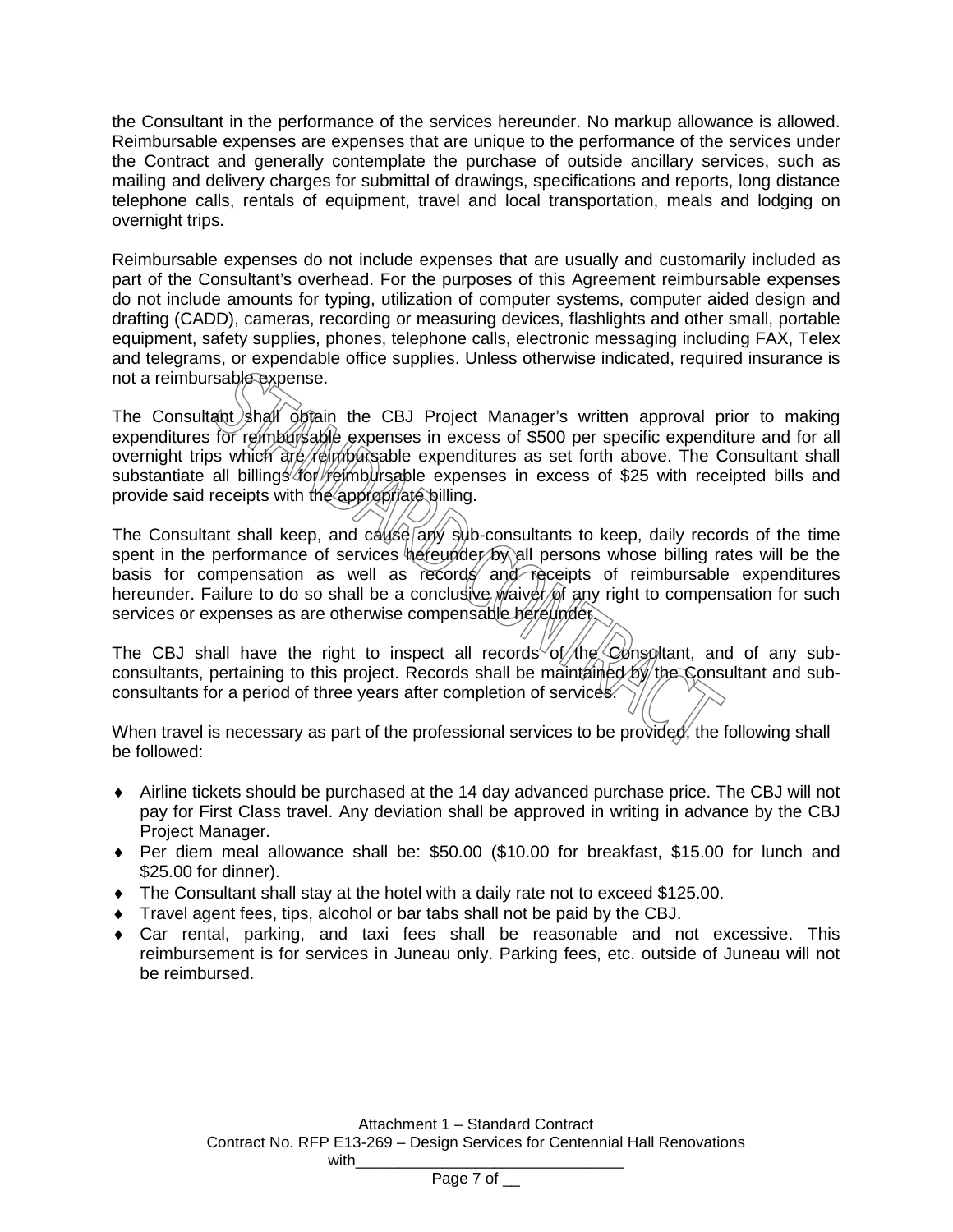the Consultant in the performance of the services hereunder. No markup allowance is allowed. Reimbursable expenses are expenses that are unique to the performance of the services under the Contract and generally contemplate the purchase of outside ancillary services, such as mailing and delivery charges for submittal of drawings, specifications and reports, long distance telephone calls, rentals of equipment, travel and local transportation, meals and lodging on overnight trips.

Reimbursable expenses do not include expenses that are usually and customarily included as part of the Consultant's overhead. For the purposes of this Agreement reimbursable expenses do not include amounts for typing, utilization of computer systems, computer aided design and drafting (CADD), cameras, recording or measuring devices, flashlights and other small, portable equipment, safety supplies, phones, telephone calls, electronic messaging including FAX, Telex and telegrams, or expendable office supplies. Unless otherwise indicated, required insurance is not a reimbursable expense.

The Consultant shall obtain the CBJ Project Manager's written approval prior to making expenditures for reimbursable expenses in excess of $500 per specific expenditure and for all overnight trips which are reimbursable expenditures as set forth above. The Consultant shall substantiate all billings for reimbursable expenses in excess of $25 with receipted bills and provide said receipts with the appropriate billing.

The Consultant shall keep, and cause any sub-consultants to keep, daily records of the time spent in the performance of services hereunder by all persons whose billing rates will be the basis for compensation as well as records and receipts of reimbursable expenditures hereunder. Failure to do so shall be a conclusive waiver of any right to compensation for such services or expenses as are otherwise compensable hereunder.

The CBJ shall have the right to inspect all records of the Consultant, and of any sub-consultants, pertaining to this project. Records shall be maintained by the Consultant and sub-consultants for a period of three years after completion of services.

When travel is necessary as part of the professional services to be provided, the following shall be followed:

- Airline tickets should be purchased at the 14 day advanced purchase price. The CBJ will not pay for First Class travel. Any deviation shall be approved in writing in advance by the CBJ Project Manager.
- Per diem meal allowance shall be: $50.00 ($10.00 for breakfast, $15.00 for lunch and $25.00 for dinner).
- The Consultant shall stay at the hotel with a daily rate not to exceed $125.00.
- Travel agent fees, tips, alcohol or bar tabs shall not be paid by the CBJ.
- Car rental, parking, and taxi fees shall be reasonable and not excessive. This reimbursement is for services in Juneau only. Parking fees, etc. outside of Juneau will not be reimbursed.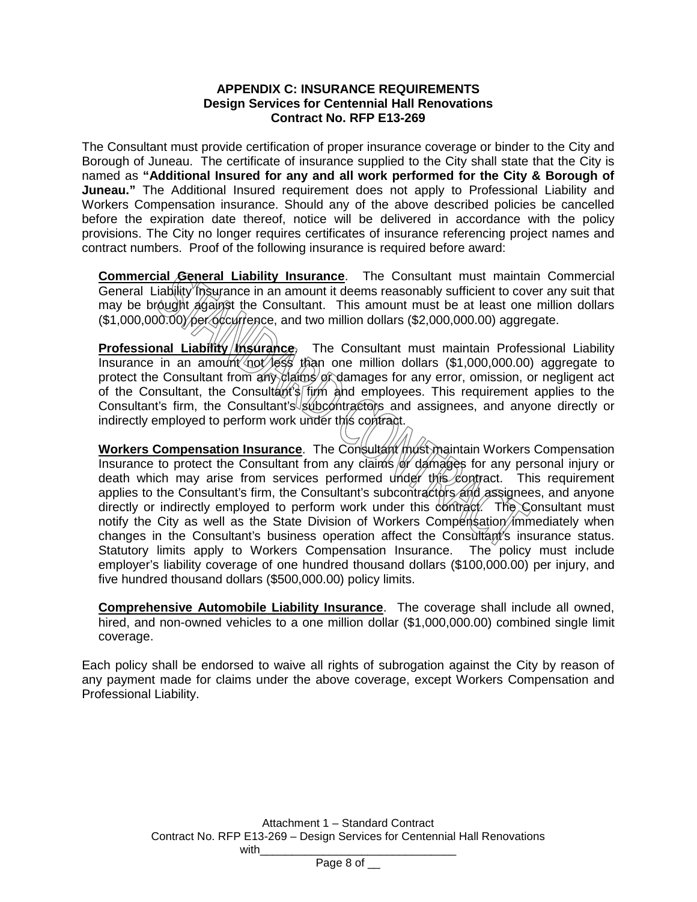**APPENDIX C: INSURANCE REQUIREMENTS**
**Design Services for Centennial Hall Renovations**
**Contract No. RFP E13-269**

The Consultant must provide certification of proper insurance coverage or binder to the City and Borough of Juneau. The certificate of insurance supplied to the City shall state that the City is named as **"Additional Insured for any and all work performed for the City & Borough of Juneau."** The Additional Insured requirement does not apply to Professional Liability and Workers Compensation insurance. Should any of the above described policies be cancelled before the expiration date thereof, notice will be delivered in accordance with the policy provisions. The City no longer requires certificates of insurance referencing project names and contract numbers. Proof of the following insurance is required before award:

**Commercial General Liability Insurance**. The Consultant must maintain Commercial General Liability Insurance in an amount it deems reasonably sufficient to cover any suit that may be brought against the Consultant. This amount must be at least one million dollars ($1,000,000.00) per occurrence, and two million dollars ($2,000,000.00) aggregate.

**Professional Liability Insurance**. The Consultant must maintain Professional Liability Insurance in an amount not less than one million dollars ($1,000,000.00) aggregate to protect the Consultant from any claims or damages for any error, omission, or negligent act of the Consultant, the Consultant's firm and employees. This requirement applies to the Consultant's firm, the Consultant's subcontractors and assignees, and anyone directly or indirectly employed to perform work under this contract.

**Workers Compensation Insurance**. The Consultant must maintain Workers Compensation Insurance to protect the Consultant from any claims or damages for any personal injury or death which may arise from services performed under this contract. This requirement applies to the Consultant's firm, the Consultant's subcontractors and assignees, and anyone directly or indirectly employed to perform work under this contract. The Consultant must notify the City as well as the State Division of Workers Compensation immediately when changes in the Consultant's business operation affect the Consultant's insurance status. Statutory limits apply to Workers Compensation Insurance. The policy must include employer's liability coverage of one hundred thousand dollars ($100,000.00) per injury, and five hundred thousand dollars ($500,000.00) policy limits.

**Comprehensive Automobile Liability Insurance**. The coverage shall include all owned, hired, and non-owned vehicles to a one million dollar ($1,000,000.00) combined single limit coverage.

Each policy shall be endorsed to waive all rights of subrogation against the City by reason of any payment made for claims under the above coverage, except Workers Compensation and Professional Liability.